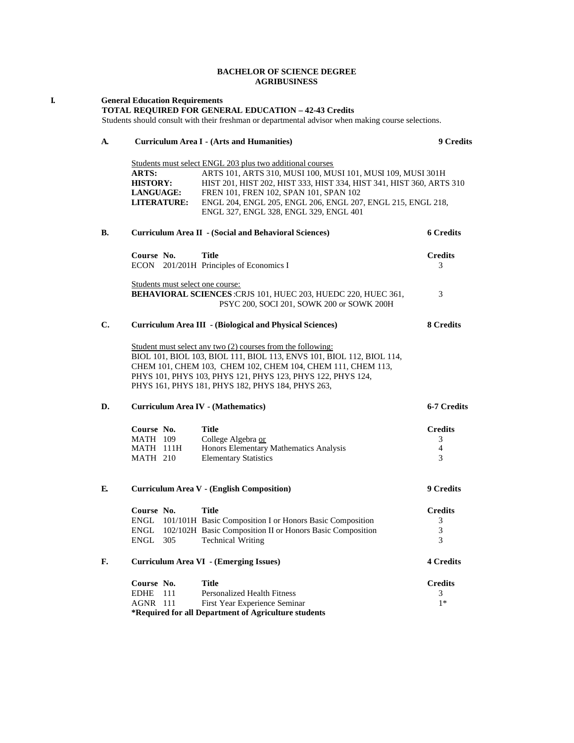# BACHELOR OF SCIENCE DEGREE
# AGRIBUSINESS

## I. General Education Requirements

**TOTAL REQUIRED FOR GENERAL EDUCATION – 42-43 Credits**

Students should consult with their freshman or departmental advisor when making course selections.

### A. Curriculum Area I - (Arts and Humanities) — 9 Credits

Students must select ENGL 203 plus two additional courses

| | |
|---|---|
| **ARTS:** | ARTS 101, ARTS 310, MUSI 100, MUSI 101, MUSI 109, MUSI 301H |
| **HISTORY:** | HIST 201, HIST 202, HIST 333, HIST 334, HIST 341, HIST 360, ARTS 310 |
| **LANGUAGE:** | FREN 101, FREN 102, SPAN 101, SPAN 102 |
| **LITERATURE:** | ENGL 204, ENGL 205, ENGL 206, ENGL 207, ENGL 215, ENGL 218, ENGL 327, ENGL 328, ENGL 329, ENGL 401 |

### B. Curriculum Area II - (Social and Behavioral Sciences) — 6 Credits

| Course No. | Title | Credits |
|---|---|---|
| ECON 201/201H | Principles of Economics I | 3 |

Students must select one course:

| | Credits |
|---|---|
| **BEHAVIORAL SCIENCES**: CRJS 101, HUEC 203, HUEDC 220, HUEC 361, PSYC 200, SOCI 201, SOWK 200 or SOWK 200H | 3 |

### C. Curriculum Area III - (Biological and Physical Sciences) — 8 Credits

Student must select any two (2) courses from the following:

BIOL 101, BIOL 103, BIOL 111, BIOL 113, ENVS 101, BIOL 112, BIOL 114, CHEM 101, CHEM 103, CHEM 102, CHEM 104, CHEM 111, CHEM 113, PHYS 101, PHYS 103, PHYS 121, PHYS 123, PHYS 122, PHYS 124, PHYS 161, PHYS 181, PHYS 182, PHYS 184, PHYS 263,

### D. Curriculum Area IV - (Mathematics) — 6-7 Credits

| Course No. | Title | Credits |
|---|---|---|
| MATH 109 | College Algebra or | 3 |
| MATH 111H | Honors Elementary Mathematics Analysis | 4 |
| MATH 210 | Elementary Statistics | 3 |

### E. Curriculum Area V - (English Composition) — 9 Credits

| Course No. | Title | Credits |
|---|---|---|
| ENGL 101/101H | Basic Composition I or Honors Basic Composition | 3 |
| ENGL 102/102H | Basic Composition II or Honors Basic Composition | 3 |
| ENGL 305 | Technical Writing | 3 |

### F. Curriculum Area VI - (Emerging Issues) — 4 Credits

| Course No. | Title | Credits |
|---|---|---|
| EDHE 111 | Personalized Health Fitness | 3 |
| AGNR 111 | First Year Experience Seminar | 1* |

***Required for all Department of Agriculture students**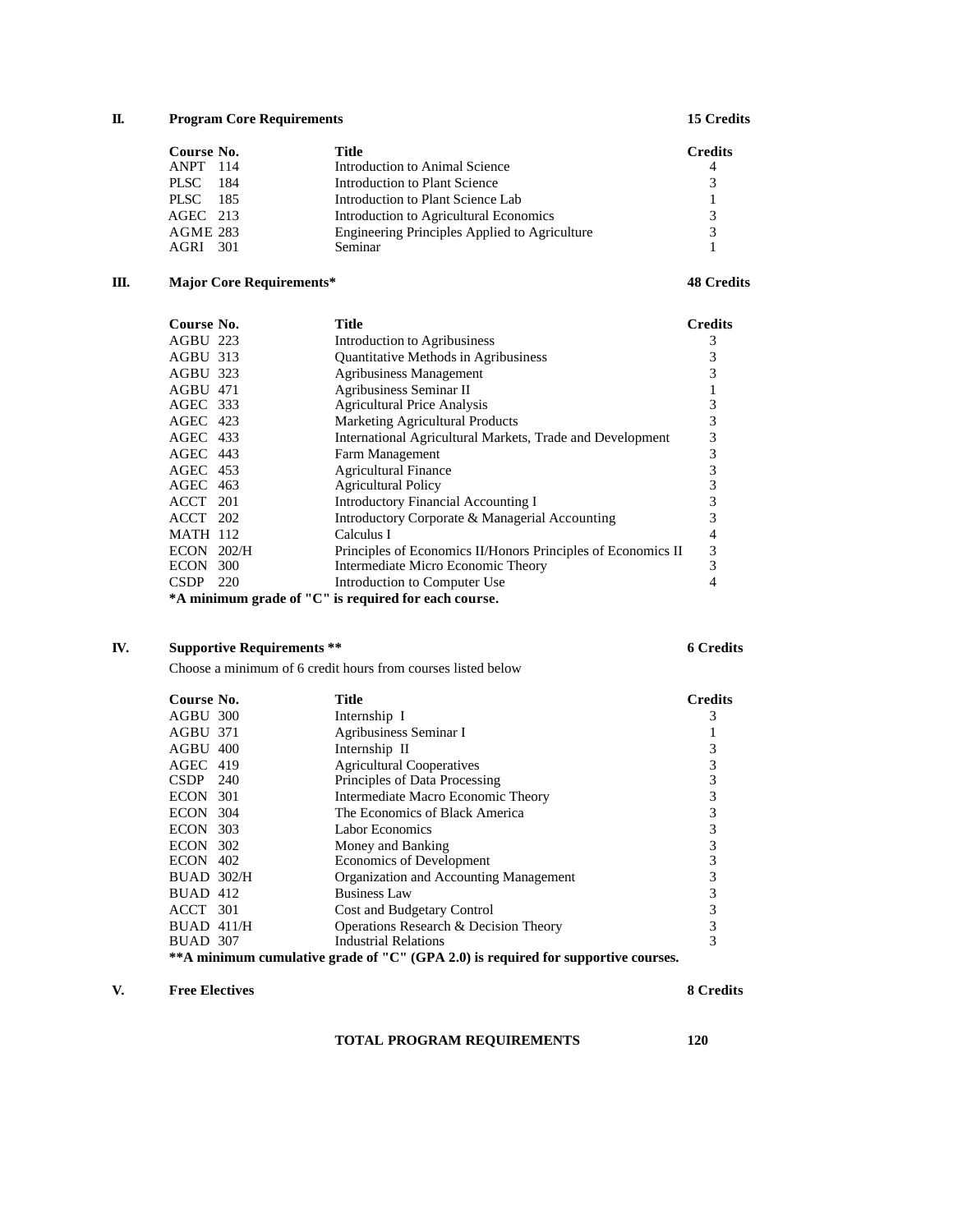## II. Program Core Requirements — 15 Credits

| Course No. | Title | Credits |
| --- | --- | --- |
| ANPT 114 | Introduction to Animal Science | 4 |
| PLSC 184 | Introduction to Plant Science | 3 |
| PLSC 185 | Introduction to Plant Science Lab | 1 |
| AGEC 213 | Introduction to Agricultural Economics | 3 |
| AGME 283 | Engineering Principles Applied to Agriculture | 3 |
| AGRI 301 | Seminar | 1 |

## III. Major Core Requirements* — 48 Credits

| Course No. | Title | Credits |
| --- | --- | --- |
| AGBU 223 | Introduction to Agribusiness | 3 |
| AGBU 313 | Quantitative Methods in Agribusiness | 3 |
| AGBU 323 | Agribusiness Management | 3 |
| AGBU 471 | Agribusiness Seminar II | 1 |
| AGEC 333 | Agricultural Price Analysis | 3 |
| AGEC 423 | Marketing Agricultural Products | 3 |
| AGEC 433 | International Agricultural Markets, Trade and Development | 3 |
| AGEC 443 | Farm Management | 3 |
| AGEC 453 | Agricultural Finance | 3 |
| AGEC 463 | Agricultural Policy | 3 |
| ACCT 201 | Introductory Financial Accounting I | 3 |
| ACCT 202 | Introductory Corporate & Managerial Accounting | 3 |
| MATH 112 | Calculus I | 4 |
| ECON 202/H | Principles of Economics II/Honors Principles of Economics II | 3 |
| ECON 300 | Intermediate Micro Economic Theory | 3 |
| CSDP 220 | Introduction to Computer Use | 4 |

**\*A minimum grade of "C" is required for each course.**

## IV. Supportive Requirements ** — 6 Credits

Choose a minimum of 6 credit hours from courses listed below

| Course No. | Title | Credits |
| --- | --- | --- |
| AGBU 300 | Internship I | 3 |
| AGBU 371 | Agribusiness Seminar I | 1 |
| AGBU 400 | Internship II | 3 |
| AGEC 419 | Agricultural Cooperatives | 3 |
| CSDP 240 | Principles of Data Processing | 3 |
| ECON 301 | Intermediate Macro Economic Theory | 3 |
| ECON 304 | The Economics of Black America | 3 |
| ECON 303 | Labor Economics | 3 |
| ECON 302 | Money and Banking | 3 |
| ECON 402 | Economics of Development | 3 |
| BUAD 302/H | Organization and Accounting Management | 3 |
| BUAD 412 | Business Law | 3 |
| ACCT 301 | Cost and Budgetary Control | 3 |
| BUAD 411/H | Operations Research & Decision Theory | 3 |
| BUAD 307 | Industrial Relations | 3 |

**\*\*A minimum cumulative grade of "C" (GPA 2.0) is required for supportive courses.**

## V. Free Electives — 8 Credits

**TOTAL PROGRAM REQUIREMENTS — 120**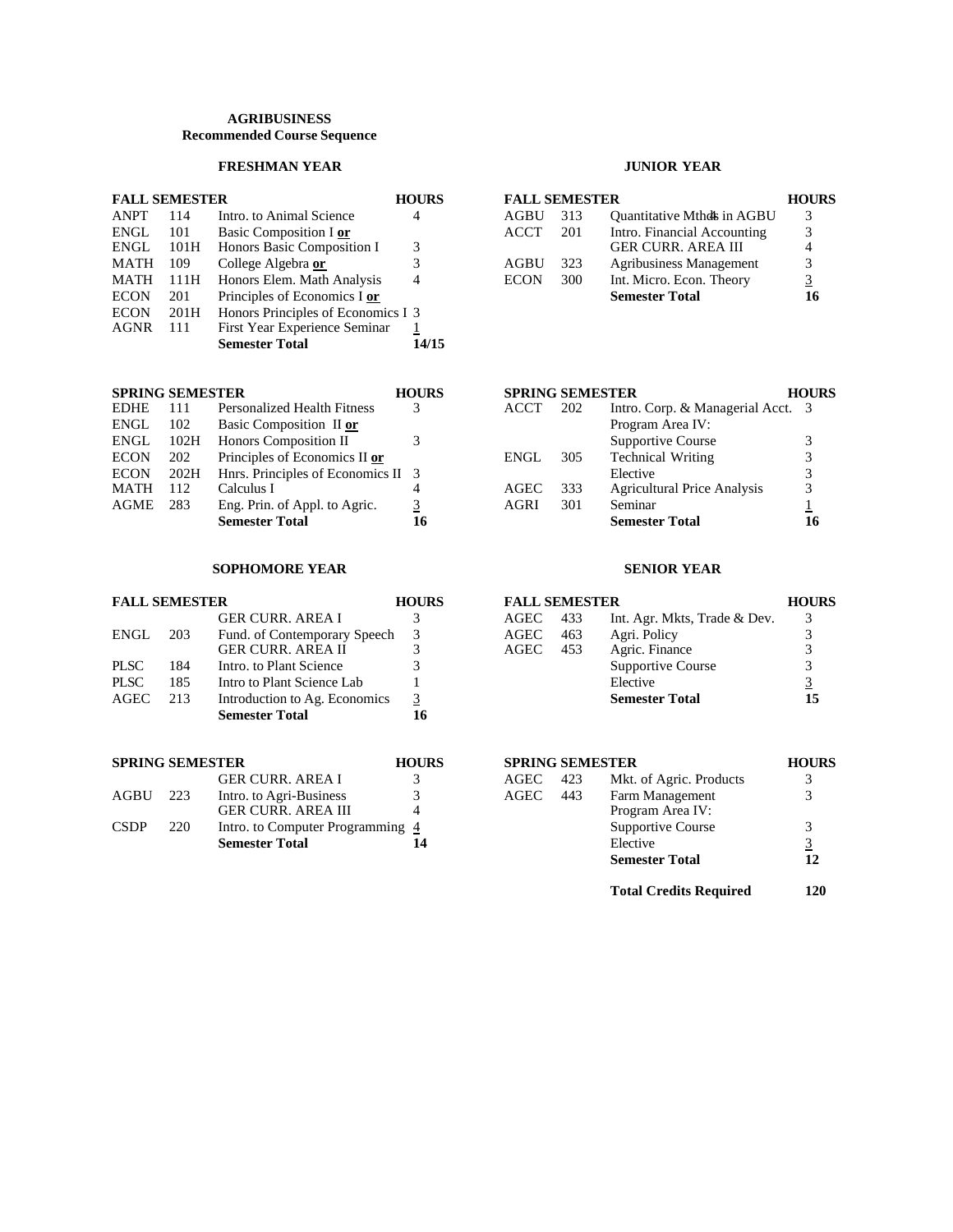**AGRIBUSINESS**
**Recommended Course Sequence**

### FRESHMAN YEAR

| FALL SEMESTER | | | HOURS |
|---|---|---|---|
| ANPT | 114 | Intro. to Animal Science | 4 |
| ENGL | 101 | Basic Composition I **or** | |
| ENGL | 101H | Honors Basic Composition I | 3 |
| MATH | 109 | College Algebra **or** | 3 |
| MATH | 111H | Honors Elem. Math Analysis | 4 |
| ECON | 201 | Principles of Economics I **or** | |
| ECON | 201H | Honors Principles of Economics I | 3 |
| AGNR | 111 | First Year Experience Seminar | 1 |
| | | **Semester Total** | **14/15** |

| SPRING SEMESTER | | | HOURS |
|---|---|---|---|
| EDHE | 111 | Personalized Health Fitness | 3 |
| ENGL | 102 | Basic Composition II **or** | |
| ENGL | 102H | Honors Composition II | 3 |
| ECON | 202 | Principles of Economics II **or** | |
| ECON | 202H | Hnrs. Principles of Economics II | 3 |
| MATH | 112 | Calculus I | 4 |
| AGME | 283 | Eng. Prin. of Appl. to Agric. | 3 |
| | | **Semester Total** | **16** |

### SOPHOMORE YEAR

| FALL SEMESTER | | | HOURS |
|---|---|---|---|
| | | GER CURR. AREA I | 3 |
| ENGL | 203 | Fund. of Contemporary Speech | 3 |
| | | GER CURR. AREA II | 3 |
| PLSC | 184 | Intro. to Plant Science | 3 |
| PLSC | 185 | Intro to Plant Science Lab | 1 |
| AGEC | 213 | Introduction to Ag. Economics | 3 |
| | | **Semester Total** | **16** |

| SPRING SEMESTER | | | HOURS |
|---|---|---|---|
| | | GER CURR. AREA I | 3 |
| AGBU | 223 | Intro. to Agri-Business | 3 |
| | | GER CURR. AREA III | 4 |
| CSDP | 220 | Intro. to Computer Programming | 4 |
| | | **Semester Total** | **14** |

### JUNIOR YEAR

| FALL SEMESTER | | | HOURS |
|---|---|---|---|
| AGBU | 313 | Quantitative Mthds in AGBU | 3 |
| ACCT | 201 | Intro. Financial Accounting | 3 |
| | | GER CURR. AREA III | 4 |
| AGBU | 323 | Agribusiness Management | 3 |
| ECON | 300 | Int. Micro. Econ. Theory | 3 |
| | | **Semester Total** | **16** |

| SPRING SEMESTER | | | HOURS |
|---|---|---|---|
| ACCT | 202 | Intro. Corp. & Managerial Acct. | 3 |
| | | Program Area IV: | |
| | | Supportive Course | 3 |
| ENGL | 305 | Technical Writing | 3 |
| | | Elective | 3 |
| AGEC | 333 | Agricultural Price Analysis | 3 |
| AGRI | 301 | Seminar | 1 |
| | | **Semester Total** | **16** |

### SENIOR YEAR

| FALL SEMESTER | | | HOURS |
|---|---|---|---|
| AGEC | 433 | Int. Agr. Mkts, Trade & Dev. | 3 |
| AGEC | 463 | Agri. Policy | 3 |
| AGEC | 453 | Agric. Finance | 3 |
| | | Supportive Course | 3 |
| | | Elective | 3 |
| | | **Semester Total** | **15** |

| SPRING SEMESTER | | | HOURS |
|---|---|---|---|
| AGEC | 423 | Mkt. of Agric. Products | 3 |
| AGEC | 443 | Farm Management | 3 |
| | | Program Area IV: | |
| | | Supportive Course | 3 |
| | | Elective | 3 |
| | | **Semester Total** | **12** |
| | | **Total Credits Required** | **120** |